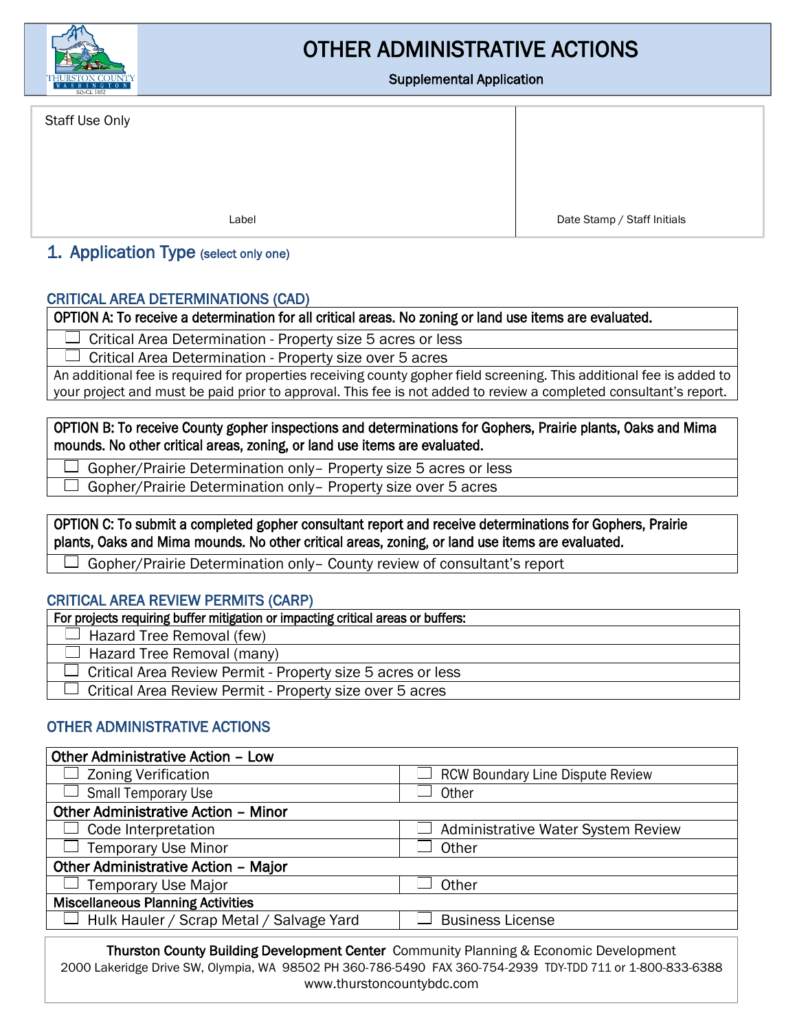# OTHER ADMINISTRATIVE ACTIONS

**Supplemental Application**

| Staff Use Only | |
|---|---|
| Label | Date Stamp / Staff Initials |

## 1. Application Type (select only one)

### CRITICAL AREA DETERMINATIONS (CAD)

| OPTION A: To receive a determination for all critical areas. No zoning or land use items are evaluated. |
|---|
| ☐ Critical Area Determination - Property size 5 acres or less |
| ☐ Critical Area Determination - Property size over 5 acres |
| An additional fee is required for properties receiving county gopher field screening. This additional fee is added to your project and must be paid prior to approval. This fee is not added to review a completed consultant's report. |

| OPTION B: To receive County gopher inspections and determinations for Gophers, Prairie plants, Oaks and Mima mounds. No other critical areas, zoning, or land use items are evaluated. |
|---|
| ☐ Gopher/Prairie Determination only– Property size 5 acres or less |
| ☐ Gopher/Prairie Determination only– Property size over 5 acres |

| OPTION C: To submit a completed gopher consultant report and receive determinations for Gophers, Prairie plants, Oaks and Mima mounds. No other critical areas, zoning, or land use items are evaluated. |
|---|
| ☐ Gopher/Prairie Determination only– County review of consultant's report |

### CRITICAL AREA REVIEW PERMITS (CARP)

| For projects requiring buffer mitigation or impacting critical areas or buffers: |
|---|
| ☐ Hazard Tree Removal (few) |
| ☐ Hazard Tree Removal (many) |
| ☐ Critical Area Review Permit - Property size 5 acres or less |
| ☐ Critical Area Review Permit - Property size over 5 acres |

### OTHER ADMINISTRATIVE ACTIONS

| Other Administrative Action – Low | |
|---|---|
| ☐ Zoning Verification | ☐ RCW Boundary Line Dispute Review |
| ☐ Small Temporary Use | ☐ Other |
| **Other Administrative Action – Minor** | |
| ☐ Code Interpretation | ☐ Administrative Water System Review |
| ☐ Temporary Use Minor | ☐ Other |
| **Other Administrative Action – Major** | |
| ☐ Temporary Use Major | ☐ Other |
| **Miscellaneous Planning Activities** | |
| ☐ Hulk Hauler / Scrap Metal / Salvage Yard | ☐ Business License |

**Thurston County Building Development Center** Community Planning & Economic Development
2000 Lakeridge Drive SW, Olympia, WA 98502 PH 360-786-5490 FAX 360-754-2939 TDY-TDD 711 or 1-800-833-6388
www.thurstoncountybdc.com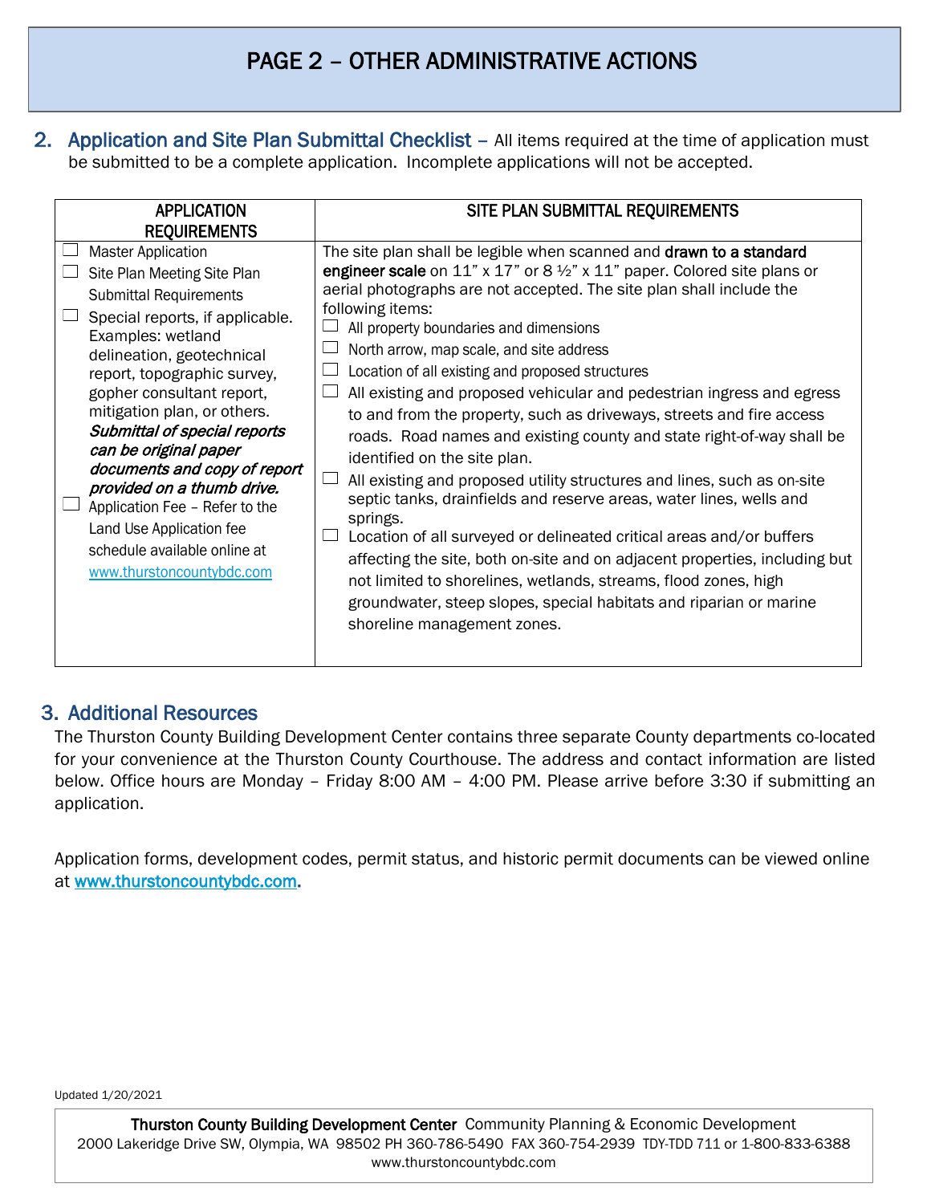# PAGE 2 – OTHER ADMINISTRATIVE ACTIONS

## 2. Application and Site Plan Submittal Checklist – All items required at the time of application must be submitted to be a complete application. Incomplete applications will not be accepted.

| APPLICATION REQUIREMENTS | SITE PLAN SUBMITTAL REQUIREMENTS |
|---|---|
| ☐ Master Application<br>☐ Site Plan Meeting Site Plan Submittal Requirements<br>☐ Special reports, if applicable. Examples: wetland delineation, geotechnical report, topographic survey, gopher consultant report, mitigation plan, or others. ***Submittal of special reports can be original paper documents and copy of report provided on a thumb drive.***<br>☐ Application Fee – Refer to the Land Use Application fee schedule available online at www.thurstoncountybdc.com | The site plan shall be legible when scanned and **drawn to a standard engineer scale** on 11" x 17" or 8 ½" x 11" paper. Colored site plans or aerial photographs are not accepted. The site plan shall include the following items:<br>☐ All property boundaries and dimensions<br>☐ North arrow, map scale, and site address<br>☐ Location of all existing and proposed structures<br>☐ All existing and proposed vehicular and pedestrian ingress and egress to and from the property, such as driveways, streets and fire access roads. Road names and existing county and state right-of-way shall be identified on the site plan.<br>☐ All existing and proposed utility structures and lines, such as on-site septic tanks, drainfields and reserve areas, water lines, wells and springs.<br>☐ Location of all surveyed or delineated critical areas and/or buffers affecting the site, both on-site and on adjacent properties, including but not limited to shorelines, wetlands, streams, flood zones, high groundwater, steep slopes, special habitats and riparian or marine shoreline management zones. |

## 3. Additional Resources

The Thurston County Building Development Center contains three separate County departments co-located for your convenience at the Thurston County Courthouse. The address and contact information are listed below. Office hours are Monday – Friday 8:00 AM – 4:00 PM. Please arrive before 3:30 if submitting an application.

Application forms, development codes, permit status, and historic permit documents can be viewed online at **www.thurstoncountybdc.com**.

Updated 1/20/2021

**Thurston County Building Development Center** Community Planning & Economic Development
2000 Lakeridge Drive SW, Olympia, WA 98502 PH 360-786-5490 FAX 360-754-2939 TDY-TDD 711 or 1-800-833-6388
www.thurstoncountybdc.com